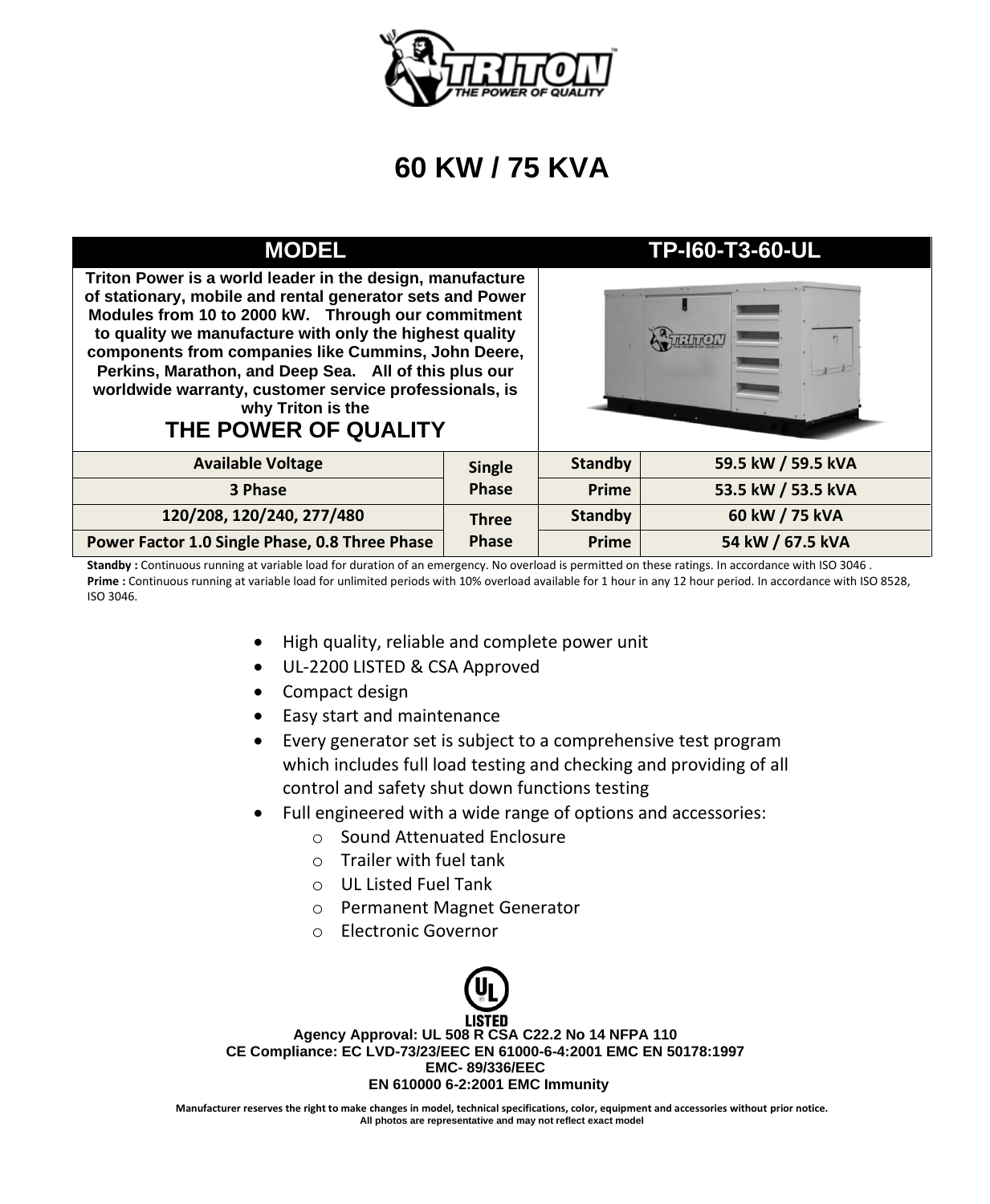# 60 KW / 75 KVA

| MODEL | | TP-I60-T3-60-UL | |
|---|---|---|---|
| Triton Power is a world leader in the design, manufacture of stationary, mobile and rental generator sets and Power Modules from 10 to 2000 kW. Through our commitment to quality we manufacture with only the highest quality components from companies like Cummins, John Deere, Perkins, Marathon, and Deep Sea. All of this plus our worldwide warranty, customer service professionals, is why Triton is the **THE POWER OF QUALITY** | | | |
| **Available Voltage** | **Single Phase** | **Standby** | **59.5 kW / 59.5 kVA** |
| **3 Phase** | | **Prime** | **53.5 kW / 53.5 kVA** |
| **120/208, 120/240, 277/480** | **Three Phase** | **Standby** | **60 kW / 75 kVA** |
| **Power Factor 1.0 Single Phase, 0.8 Three Phase** | | **Prime** | **54 kW / 67.5 kVA** |

**Standby :** Continuous running at variable load for duration of an emergency. No overload is permitted on these ratings. In accordance with ISO 3046 .
**Prime :** Continuous running at variable load for unlimited periods with 10% overload available for 1 hour in any 12 hour period. In accordance with ISO 8528, ISO 3046.

- High quality, reliable and complete power unit
- UL-2200 LISTED & CSA Approved
- Compact design
- Easy start and maintenance
- Every generator set is subject to a comprehensive test program which includes full load testing and checking and providing of all control and safety shut down functions testing
- Full engineered with a wide range of options and accessories:
  - Sound Attenuated Enclosure
  - Trailer with fuel tank
  - UL Listed Fuel Tank
  - Permanent Magnet Generator
  - Electronic Governor

**Agency Approval: UL 508 R CSA C22.2 No 14 NFPA 110**
**CE Compliance: EC LVD-73/23/EEC EN 61000-6-4:2001 EMC EN 50178:1997**
**EMC- 89/336/EEC**
**EN 610000 6-2:2001 EMC Immunity**

**Manufacturer reserves the right to make changes in model, technical specifications, color, equipment and accessories without prior notice.**
**All photos are representative and may not reflect exact model**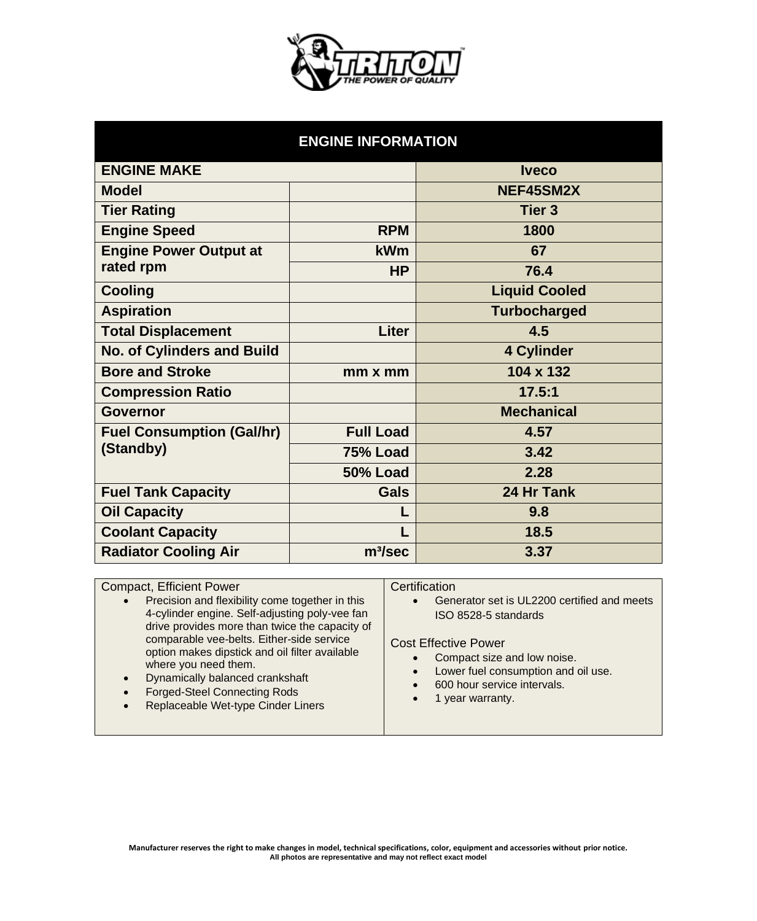## ENGINE INFORMATION

| | | |
|---|---|---|
| **ENGINE MAKE** | | **Iveco** |
| **Model** | | **NEF45SM2X** |
| **Tier Rating** | | **Tier 3** |
| **Engine Speed** | **RPM** | **1800** |
| **Engine Power Output at rated rpm** | **kWm** | **67** |
| | **HP** | **76.4** |
| **Cooling** | | **Liquid Cooled** |
| **Aspiration** | | **Turbocharged** |
| **Total Displacement** | **Liter** | **4.5** |
| **No. of Cylinders and Build** | | **4 Cylinder** |
| **Bore and Stroke** | **mm x mm** | **104 x 132** |
| **Compression Ratio** | | **17.5:1** |
| **Governor** | | **Mechanical** |
| **Fuel Consumption (Gal/hr) (Standby)** | **Full Load** | **4.57** |
| | **75% Load** | **3.42** |
| | **50% Load** | **2.28** |
| **Fuel Tank Capacity** | **Gals** | **24 Hr Tank** |
| **Oil Capacity** | **L** | **9.8** |
| **Coolant Capacity** | **L** | **18.5** |
| **Radiator Cooling Air** | **m³/sec** | **3.37** |

Compact, Efficient Power

- Precision and flexibility come together in this 4-cylinder engine. Self-adjusting poly-vee fan drive provides more than twice the capacity of comparable vee-belts. Either-side service option makes dipstick and oil filter available where you need them.
- Dynamically balanced crankshaft
- Forged-Steel Connecting Rods
- Replaceable Wet-type Cinder Liners

Certification

- Generator set is UL2200 certified and meets ISO 8528-5 standards

Cost Effective Power

- Compact size and low noise.
- Lower fuel consumption and oil use.
- 600 hour service intervals.
- 1 year warranty.

**Manufacturer reserves the right to make changes in model, technical specifications, color, equipment and accessories without prior notice.**
**All photos are representative and may not reflect exact model**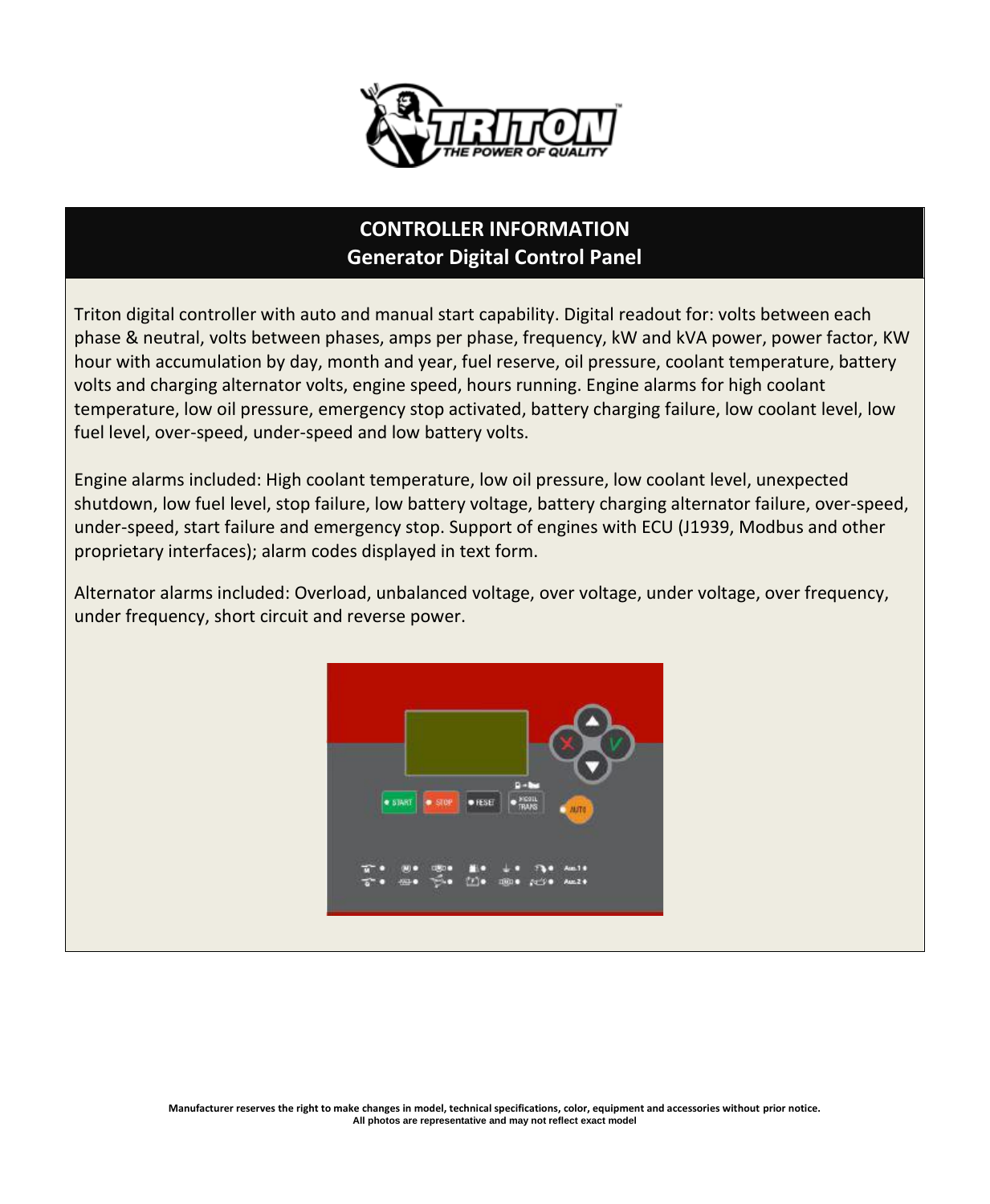## CONTROLLER INFORMATION
## Generator Digital Control Panel

Triton digital controller with auto and manual start capability. Digital readout for: volts between each phase & neutral, volts between phases, amps per phase, frequency, kW and kVA power, power factor, KW hour with accumulation by day, month and year, fuel reserve, oil pressure, coolant temperature, battery volts and charging alternator volts, engine speed, hours running. Engine alarms for high coolant temperature, low oil pressure, emergency stop activated, battery charging failure, low coolant level, low fuel level, over-speed, under-speed and low battery volts.

Engine alarms included: High coolant temperature, low oil pressure, low coolant level, unexpected shutdown, low fuel level, stop failure, low battery voltage, battery charging alternator failure, over-speed, under-speed, start failure and emergency stop. Support of engines with ECU (J1939, Modbus and other proprietary interfaces); alarm codes displayed in text form.

Alternator alarms included: Overload, unbalanced voltage, over voltage, under voltage, over frequency, under frequency, short circuit and reverse power.

Manufacturer reserves the right to make changes in model, technical specifications, color, equipment and accessories without prior notice.
All photos are representative and may not reflect exact model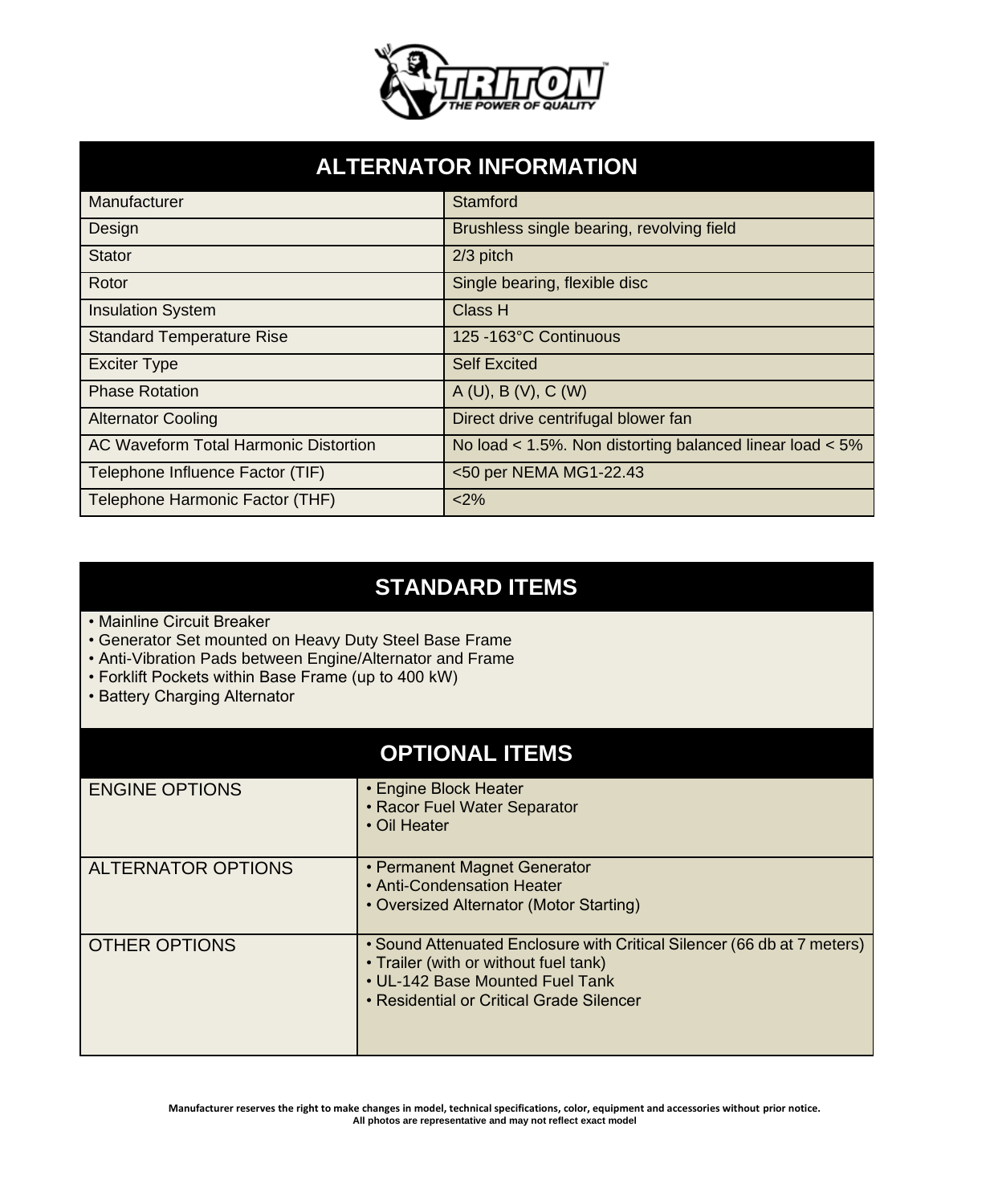## ALTERNATOR INFORMATION

| | |
|---|---|
| Manufacturer | Stamford |
| Design | Brushless single bearing, revolving field |
| Stator | 2/3 pitch |
| Rotor | Single bearing, flexible disc |
| Insulation System | Class H |
| Standard Temperature Rise | 125 -163°C Continuous |
| Exciter Type | Self Excited |
| Phase Rotation | A (U), B (V), C (W) |
| Alternator Cooling | Direct drive centrifugal blower fan |
| AC Waveform Total Harmonic Distortion | No load < 1.5%. Non distorting balanced linear load < 5% |
| Telephone Influence Factor (TIF) | <50 per NEMA MG1-22.43 |
| Telephone Harmonic Factor (THF) | <2% |

## STANDARD ITEMS

- Mainline Circuit Breaker
- Generator Set mounted on Heavy Duty Steel Base Frame
- Anti-Vibration Pads between Engine/Alternator and Frame
- Forklift Pockets within Base Frame (up to 400 kW)
- Battery Charging Alternator

## OPTIONAL ITEMS

| | |
|---|---|
| ENGINE OPTIONS | • Engine Block Heater<br>• Racor Fuel Water Separator<br>• Oil Heater |
| ALTERNATOR OPTIONS | • Permanent Magnet Generator<br>• Anti-Condensation Heater<br>• Oversized Alternator (Motor Starting) |
| OTHER OPTIONS | • Sound Attenuated Enclosure with Critical Silencer (66 db at 7 meters)<br>• Trailer (with or without fuel tank)<br>• UL-142 Base Mounted Fuel Tank<br>• Residential or Critical Grade Silencer |

**Manufacturer reserves the right to make changes in model, technical specifications, color, equipment and accessories without prior notice.**
**All photos are representative and may not reflect exact model**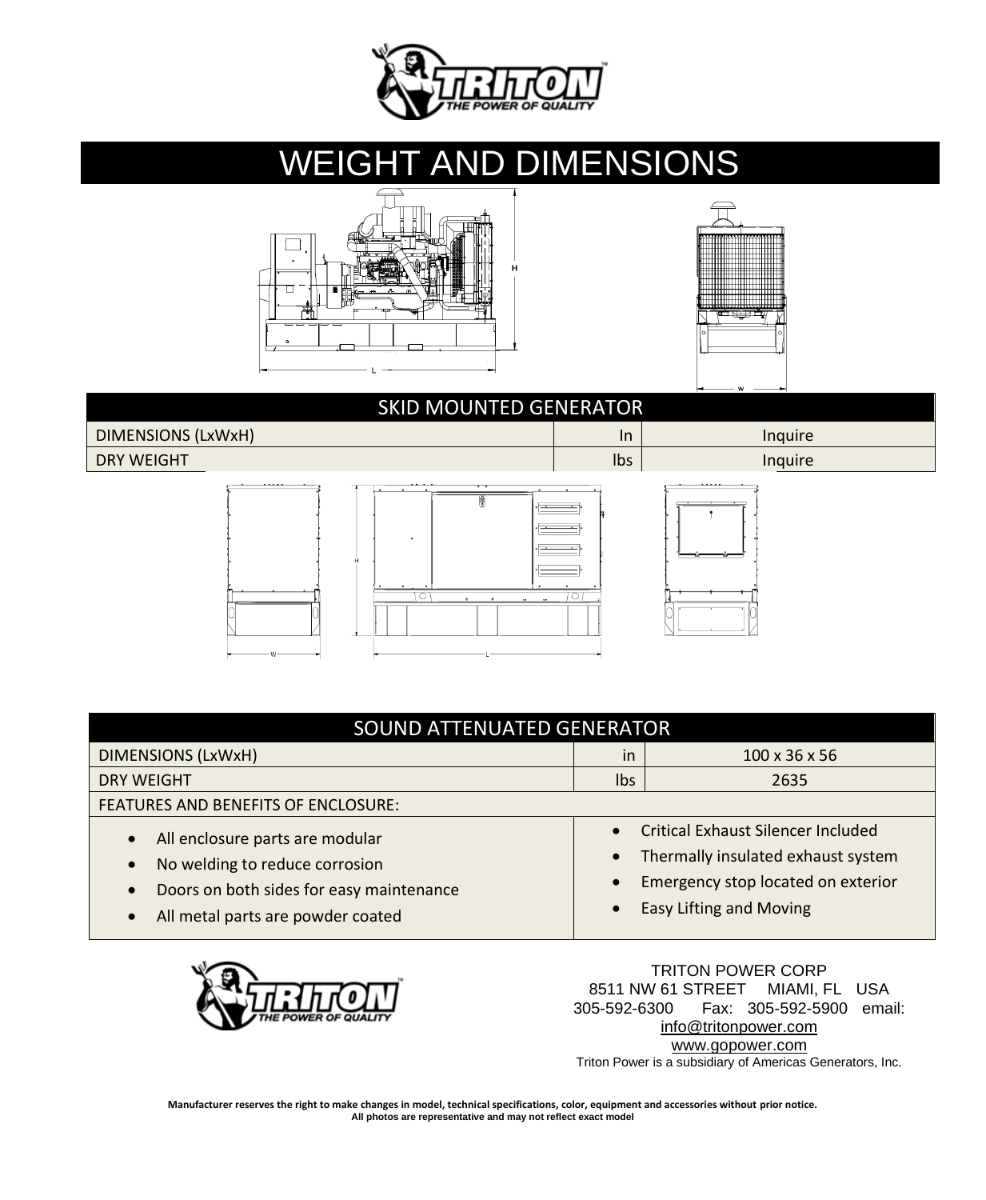# WEIGHT AND DIMENSIONS

H

L

W

| SKID MOUNTED GENERATOR | | |
|---|---|---|
| DIMENSIONS (LxWxH) | In | Inquire |
| DRY WEIGHT | lbs | Inquire |

H

W

L

| SOUND ATTENUATED GENERATOR | | |
|---|---|---|
| DIMENSIONS (LxWxH) | in | 100 x 36 x 56 |
| DRY WEIGHT | lbs | 2635 |
| FEATURES AND BENEFITS OF ENCLOSURE: | | |

- All enclosure parts are modular
- No welding to reduce corrosion
- Doors on both sides for easy maintenance
- All metal parts are powder coated
- Critical Exhaust Silencer Included
- Thermally insulated exhaust system
- Emergency stop located on exterior
- Easy Lifting and Moving

TRITON POWER CORP
8511 NW 61 STREET MIAMI, FL USA
305-592-6300 Fax: 305-592-5900 email:
info@tritonpower.com
www.gopower.com
Triton Power is a subsidiary of Americas Generators, Inc.

**Manufacturer reserves the right to make changes in model, technical specifications, color, equipment and accessories without prior notice.**
**All photos are representative and may not reflect exact model**